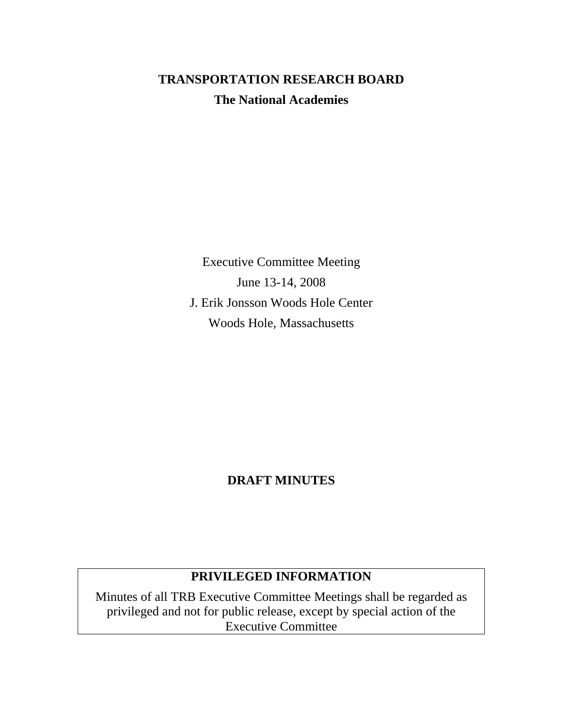**TRANSPORTATION RESEARCH BOARD**

**The National Academies**

Executive Committee Meeting

June 13-14, 2008

J. Erik Jonsson Woods Hole Center

Woods Hole, Massachusetts

**DRAFT MINUTES**

| **PRIVILEGED INFORMATION** |
| --- |
| Minutes of all TRB Executive Committee Meetings shall be regarded as privileged and not for public release, except by special action of the Executive Committee |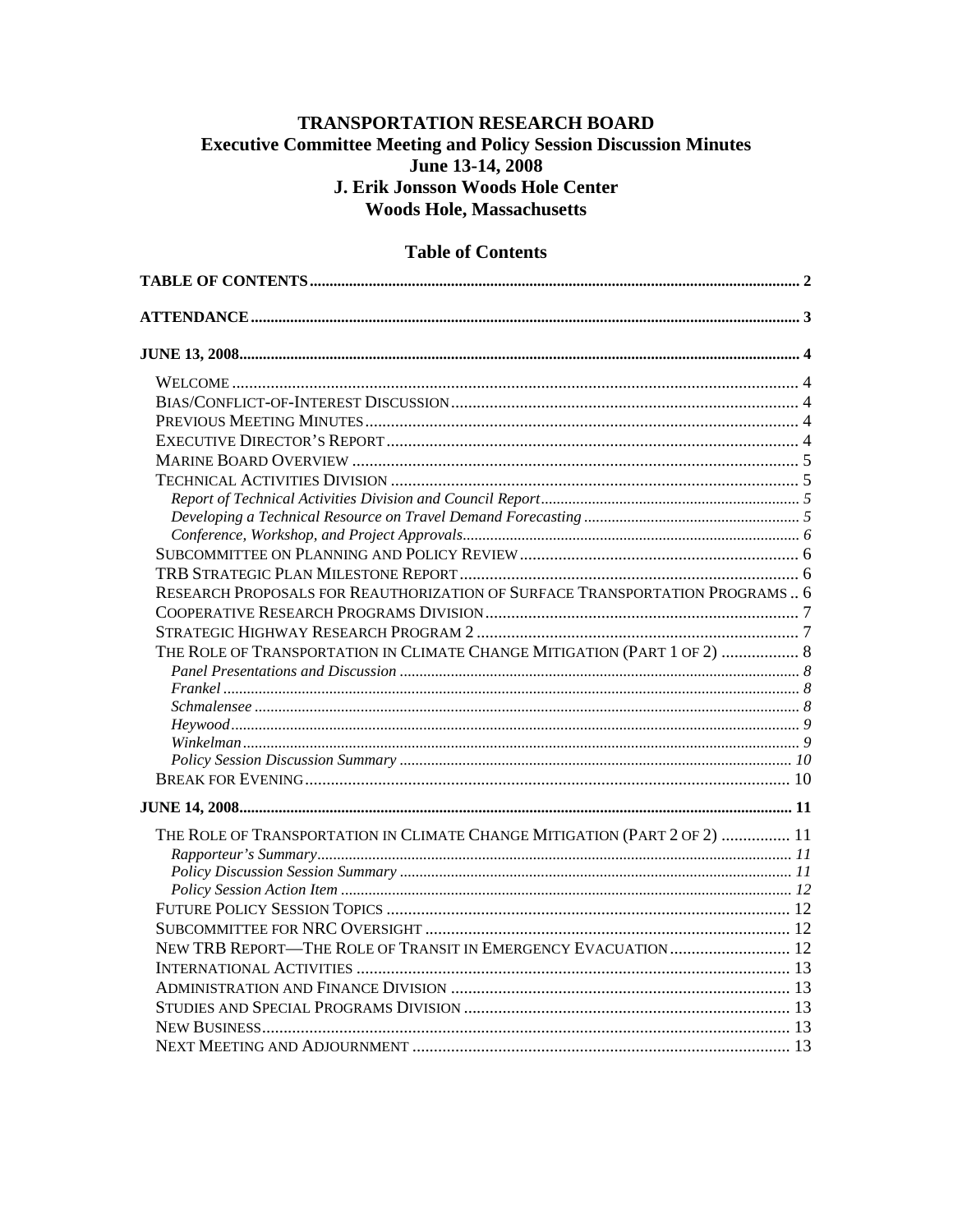**TRANSPORTATION RESEARCH BOARD**
**Executive Committee Meeting and Policy Session Discussion Minutes**
**June 13-14, 2008**
**J. Erik Jonsson Woods Hole Center**
**Woods Hole, Massachusetts**

## Table of Contents

**TABLE OF CONTENTS** .......... 2

**ATTENDANCE** .......... 3

**JUNE 13, 2008** .......... 4

- WELCOME .......... 4
- BIAS/CONFLICT-OF-INTEREST DISCUSSION .......... 4
- PREVIOUS MEETING MINUTES .......... 4
- EXECUTIVE DIRECTOR'S REPORT .......... 4
- MARINE BOARD OVERVIEW .......... 5
- TECHNICAL ACTIVITIES DIVISION .......... 5
  - *Report of Technical Activities Division and Council Report* .......... 5
  - *Developing a Technical Resource on Travel Demand Forecasting* .......... 5
  - *Conference, Workshop, and Project Approvals* .......... 6
- SUBCOMMITTEE ON PLANNING AND POLICY REVIEW .......... 6
- TRB STRATEGIC PLAN MILESTONE REPORT .......... 6
- RESEARCH PROPOSALS FOR REAUTHORIZATION OF SURFACE TRANSPORTATION PROGRAMS .. 6
- COOPERATIVE RESEARCH PROGRAMS DIVISION .......... 7
- STRATEGIC HIGHWAY RESEARCH PROGRAM 2 .......... 7
- THE ROLE OF TRANSPORTATION IN CLIMATE CHANGE MITIGATION (PART 1 OF 2) .......... 8
  - *Panel Presentations and Discussion* .......... 8
  - *Frankel* .......... 8
  - *Schmalensee* .......... 8
  - *Heywood* .......... 9
  - *Winkelman* .......... 9
  - *Policy Session Discussion Summary* .......... 10
- BREAK FOR EVENING .......... 10

**JUNE 14, 2008** .......... 11

- THE ROLE OF TRANSPORTATION IN CLIMATE CHANGE MITIGATION (PART 2 OF 2) .......... 11
  - *Rapporteur's Summary* .......... 11
  - *Policy Discussion Session Summary* .......... 11
  - *Policy Session Action Item* .......... 12
- FUTURE POLICY SESSION TOPICS .......... 12
- SUBCOMMITTEE FOR NRC OVERSIGHT .......... 12
- NEW TRB REPORT—THE ROLE OF TRANSIT IN EMERGENCY EVACUATION .......... 12
- INTERNATIONAL ACTIVITIES .......... 13
- ADMINISTRATION AND FINANCE DIVISION .......... 13
- STUDIES AND SPECIAL PROGRAMS DIVISION .......... 13
- NEW BUSINESS .......... 13
- NEXT MEETING AND ADJOURNMENT .......... 13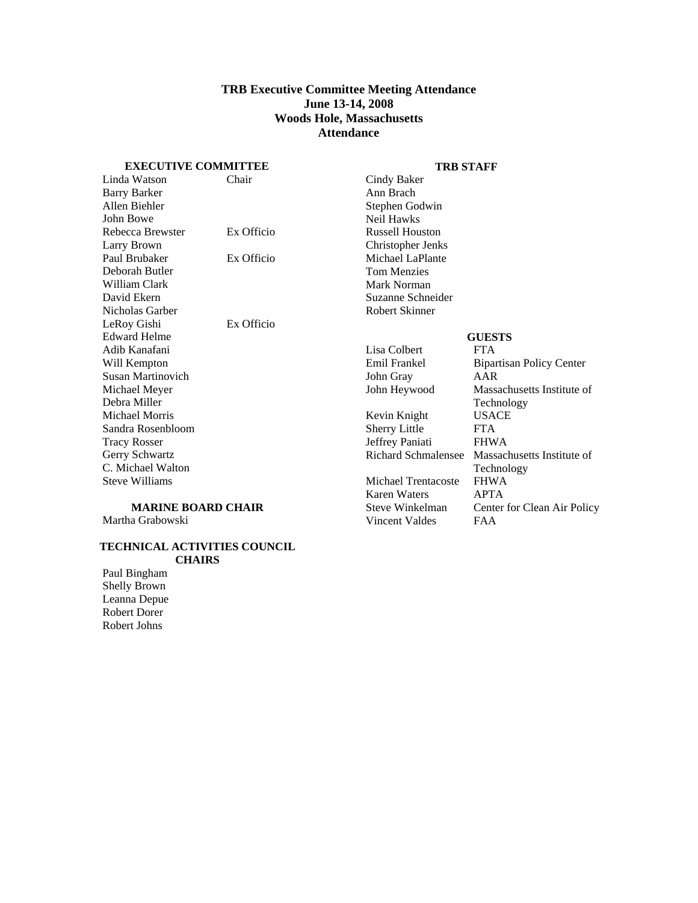# TRB Executive Committee Meeting Attendance
## June 13-14, 2008
## Woods Hole, Massachusetts
## Attendance

### EXECUTIVE COMMITTEE

| Name | Role |
|---|---|
| Linda Watson | Chair |
| Barry Barker | |
| Allen Biehler | |
| John Bowe | |
| Rebecca Brewster | Ex Officio |
| Larry Brown | |
| Paul Brubaker | Ex Officio |
| Deborah Butler | |
| William Clark | |
| David Ekern | |
| Nicholas Garber | |
| LeRoy Gishi | Ex Officio |
| Edward Helme | |
| Adib Kanafani | |
| Will Kempton | |
| Susan Martinovich | |
| Michael Meyer | |
| Debra Miller | |
| Michael Morris | |
| Sandra Rosenbloom | |
| Tracy Rosser | |
| Gerry Schwartz | |
| C. Michael Walton | |
| Steve Williams | |

### MARINE BOARD CHAIR

Martha Grabowski

### TECHNICAL ACTIVITIES COUNCIL CHAIRS

Paul Bingham
Shelly Brown
Leanna Depue
Robert Dorer
Robert Johns

### TRB STAFF

Cindy Baker
Ann Brach
Stephen Godwin
Neil Hawks
Russell Houston
Christopher Jenks
Michael LaPlante
Tom Menzies
Mark Norman
Suzanne Schneider
Robert Skinner

### GUESTS

| Name | Organization |
|---|---|
| Lisa Colbert | FTA |
| Emil Frankel | Bipartisan Policy Center |
| John Gray | AAR |
| John Heywood | Massachusetts Institute of Technology |
| Kevin Knight | USACE |
| Sherry Little | FTA |
| Jeffrey Paniati | FHWA |
| Richard Schmalensee | Massachusetts Institute of Technology |
| Michael Trentacoste | FHWA |
| Karen Waters | APTA |
| Steve Winkelman | Center for Clean Air Policy |
| Vincent Valdes | FAA |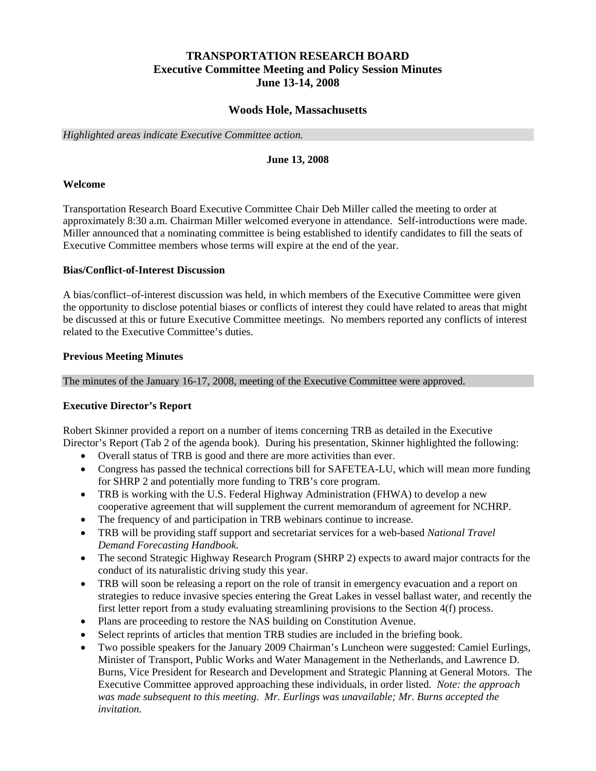**TRANSPORTATION RESEARCH BOARD**
**Executive Committee Meeting and Policy Session Minutes**
**June 13-14, 2008**

**Woods Hole, Massachusetts**

*Highlighted areas indicate Executive Committee action.*

**June 13, 2008**

**Welcome**

Transportation Research Board Executive Committee Chair Deb Miller called the meeting to order at approximately 8:30 a.m. Chairman Miller welcomed everyone in attendance. Self-introductions were made. Miller announced that a nominating committee is being established to identify candidates to fill the seats of Executive Committee members whose terms will expire at the end of the year.

**Bias/Conflict-of-Interest Discussion**

A bias/conflict–of-interest discussion was held, in which members of the Executive Committee were given the opportunity to disclose potential biases or conflicts of interest they could have related to areas that might be discussed at this or future Executive Committee meetings. No members reported any conflicts of interest related to the Executive Committee's duties.

**Previous Meeting Minutes**

The minutes of the January 16-17, 2008, meeting of the Executive Committee were approved.

**Executive Director's Report**

Robert Skinner provided a report on a number of items concerning TRB as detailed in the Executive Director's Report (Tab 2 of the agenda book). During his presentation, Skinner highlighted the following:

- Overall status of TRB is good and there are more activities than ever.
- Congress has passed the technical corrections bill for SAFETEA-LU, which will mean more funding for SHRP 2 and potentially more funding to TRB's core program.
- TRB is working with the U.S. Federal Highway Administration (FHWA) to develop a new cooperative agreement that will supplement the current memorandum of agreement for NCHRP.
- The frequency of and participation in TRB webinars continue to increase.
- TRB will be providing staff support and secretariat services for a web-based *National Travel Demand Forecasting Handbook.*
- The second Strategic Highway Research Program (SHRP 2) expects to award major contracts for the conduct of its naturalistic driving study this year.
- TRB will soon be releasing a report on the role of transit in emergency evacuation and a report on strategies to reduce invasive species entering the Great Lakes in vessel ballast water, and recently the first letter report from a study evaluating streamlining provisions to the Section 4(f) process.
- Plans are proceeding to restore the NAS building on Constitution Avenue.
- Select reprints of articles that mention TRB studies are included in the briefing book.
- Two possible speakers for the January 2009 Chairman's Luncheon were suggested: Camiel Eurlings, Minister of Transport, Public Works and Water Management in the Netherlands, and Lawrence D. Burns, Vice President for Research and Development and Strategic Planning at General Motors. The Executive Committee approved approaching these individuals, in order listed. *Note: the approach was made subsequent to this meeting. Mr. Eurlings was unavailable; Mr. Burns accepted the invitation.*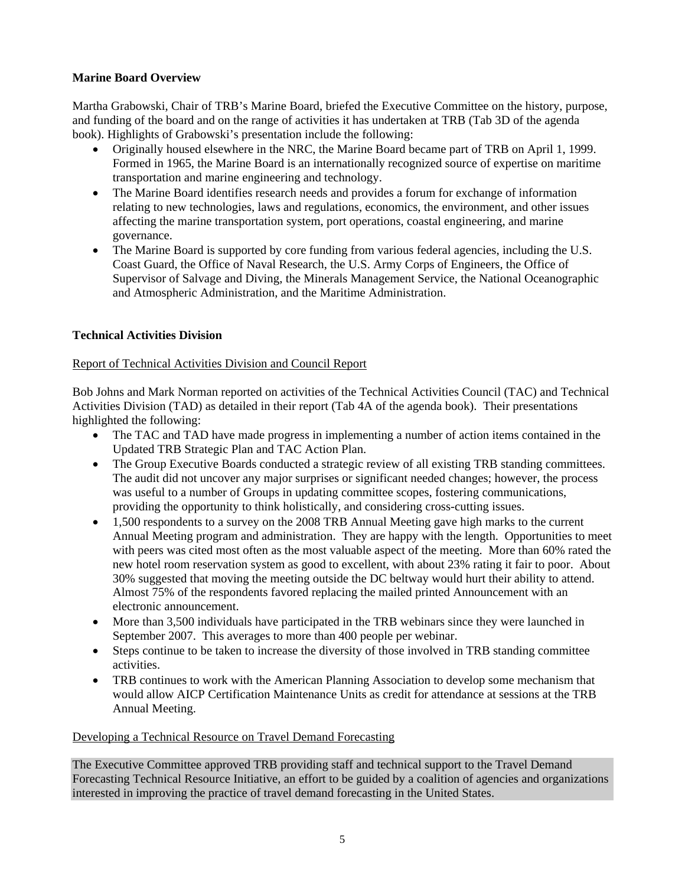**Marine Board Overview**

Martha Grabowski, Chair of TRB's Marine Board, briefed the Executive Committee on the history, purpose, and funding of the board and on the range of activities it has undertaken at TRB (Tab 3D of the agenda book). Highlights of Grabowski's presentation include the following:

- Originally housed elsewhere in the NRC, the Marine Board became part of TRB on April 1, 1999. Formed in 1965, the Marine Board is an internationally recognized source of expertise on maritime transportation and marine engineering and technology.
- The Marine Board identifies research needs and provides a forum for exchange of information relating to new technologies, laws and regulations, economics, the environment, and other issues affecting the marine transportation system, port operations, coastal engineering, and marine governance.
- The Marine Board is supported by core funding from various federal agencies, including the U.S. Coast Guard, the Office of Naval Research, the U.S. Army Corps of Engineers, the Office of Supervisor of Salvage and Diving, the Minerals Management Service, the National Oceanographic and Atmospheric Administration, and the Maritime Administration.

**Technical Activities Division**

Report of Technical Activities Division and Council Report

Bob Johns and Mark Norman reported on activities of the Technical Activities Council (TAC) and Technical Activities Division (TAD) as detailed in their report (Tab 4A of the agenda book). Their presentations highlighted the following:

- The TAC and TAD have made progress in implementing a number of action items contained in the Updated TRB Strategic Plan and TAC Action Plan.
- The Group Executive Boards conducted a strategic review of all existing TRB standing committees. The audit did not uncover any major surprises or significant needed changes; however, the process was useful to a number of Groups in updating committee scopes, fostering communications, providing the opportunity to think holistically, and considering cross-cutting issues.
- 1,500 respondents to a survey on the 2008 TRB Annual Meeting gave high marks to the current Annual Meeting program and administration. They are happy with the length. Opportunities to meet with peers was cited most often as the most valuable aspect of the meeting. More than 60% rated the new hotel room reservation system as good to excellent, with about 23% rating it fair to poor. About 30% suggested that moving the meeting outside the DC beltway would hurt their ability to attend. Almost 75% of the respondents favored replacing the mailed printed Announcement with an electronic announcement.
- More than 3,500 individuals have participated in the TRB webinars since they were launched in September 2007. This averages to more than 400 people per webinar.
- Steps continue to be taken to increase the diversity of those involved in TRB standing committee activities.
- TRB continues to work with the American Planning Association to develop some mechanism that would allow AICP Certification Maintenance Units as credit for attendance at sessions at the TRB Annual Meeting.

Developing a Technical Resource on Travel Demand Forecasting

The Executive Committee approved TRB providing staff and technical support to the Travel Demand Forecasting Technical Resource Initiative, an effort to be guided by a coalition of agencies and organizations interested in improving the practice of travel demand forecasting in the United States.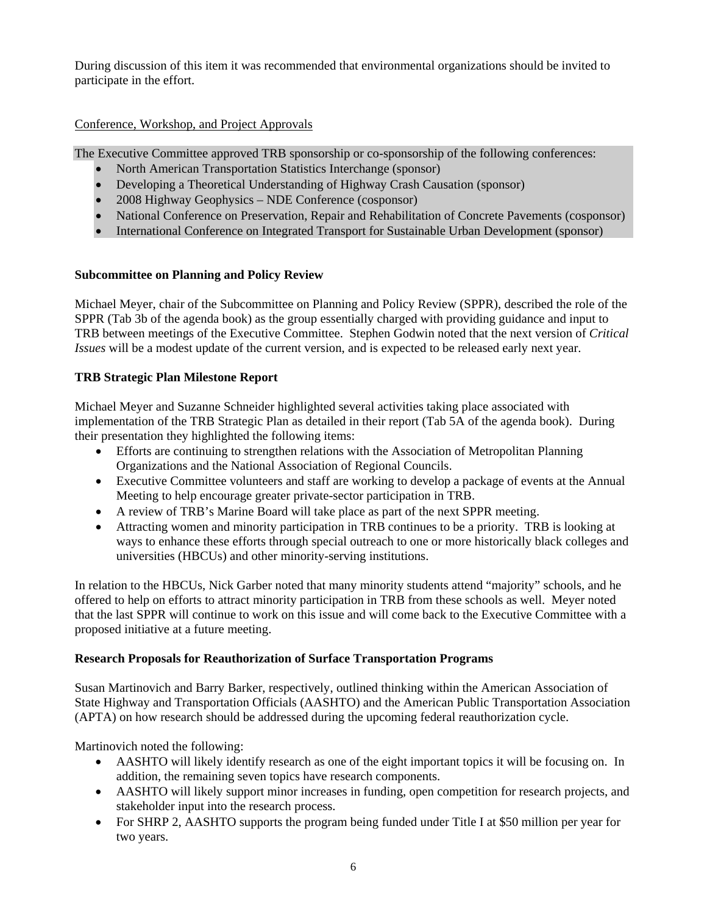During discussion of this item it was recommended that environmental organizations should be invited to participate in the effort.

Conference, Workshop, and Project Approvals

The Executive Committee approved TRB sponsorship or co-sponsorship of the following conferences:

- North American Transportation Statistics Interchange (sponsor)
- Developing a Theoretical Understanding of Highway Crash Causation (sponsor)
- 2008 Highway Geophysics – NDE Conference (cosponsor)
- National Conference on Preservation, Repair and Rehabilitation of Concrete Pavements (cosponsor)
- International Conference on Integrated Transport for Sustainable Urban Development (sponsor)

**Subcommittee on Planning and Policy Review**

Michael Meyer, chair of the Subcommittee on Planning and Policy Review (SPPR), described the role of the SPPR (Tab 3b of the agenda book) as the group essentially charged with providing guidance and input to TRB between meetings of the Executive Committee. Stephen Godwin noted that the next version of *Critical Issues* will be a modest update of the current version, and is expected to be released early next year.

**TRB Strategic Plan Milestone Report**

Michael Meyer and Suzanne Schneider highlighted several activities taking place associated with implementation of the TRB Strategic Plan as detailed in their report (Tab 5A of the agenda book). During their presentation they highlighted the following items:

- Efforts are continuing to strengthen relations with the Association of Metropolitan Planning Organizations and the National Association of Regional Councils.
- Executive Committee volunteers and staff are working to develop a package of events at the Annual Meeting to help encourage greater private-sector participation in TRB.
- A review of TRB's Marine Board will take place as part of the next SPPR meeting.
- Attracting women and minority participation in TRB continues to be a priority. TRB is looking at ways to enhance these efforts through special outreach to one or more historically black colleges and universities (HBCUs) and other minority-serving institutions.

In relation to the HBCUs, Nick Garber noted that many minority students attend "majority" schools, and he offered to help on efforts to attract minority participation in TRB from these schools as well. Meyer noted that the last SPPR will continue to work on this issue and will come back to the Executive Committee with a proposed initiative at a future meeting.

**Research Proposals for Reauthorization of Surface Transportation Programs**

Susan Martinovich and Barry Barker, respectively, outlined thinking within the American Association of State Highway and Transportation Officials (AASHTO) and the American Public Transportation Association (APTA) on how research should be addressed during the upcoming federal reauthorization cycle.

Martinovich noted the following:

- AASHTO will likely identify research as one of the eight important topics it will be focusing on. In addition, the remaining seven topics have research components.
- AASHTO will likely support minor increases in funding, open competition for research projects, and stakeholder input into the research process.
- For SHRP 2, AASHTO supports the program being funded under Title I at $50 million per year for two years.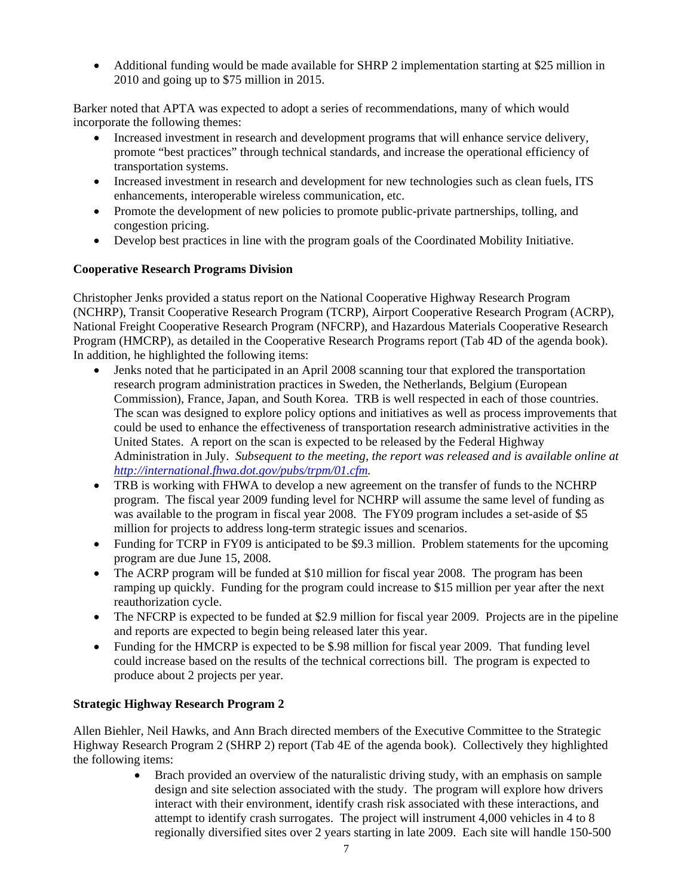- Additional funding would be made available for SHRP 2 implementation starting at $25 million in 2010 and going up to $75 million in 2015.

Barker noted that APTA was expected to adopt a series of recommendations, many of which would incorporate the following themes:

- Increased investment in research and development programs that will enhance service delivery, promote "best practices" through technical standards, and increase the operational efficiency of transportation systems.
- Increased investment in research and development for new technologies such as clean fuels, ITS enhancements, interoperable wireless communication, etc.
- Promote the development of new policies to promote public-private partnerships, tolling, and congestion pricing.
- Develop best practices in line with the program goals of the Coordinated Mobility Initiative.

**Cooperative Research Programs Division**

Christopher Jenks provided a status report on the National Cooperative Highway Research Program (NCHRP), Transit Cooperative Research Program (TCRP), Airport Cooperative Research Program (ACRP), National Freight Cooperative Research Program (NFCRP), and Hazardous Materials Cooperative Research Program (HMCRP), as detailed in the Cooperative Research Programs report (Tab 4D of the agenda book). In addition, he highlighted the following items:

- Jenks noted that he participated in an April 2008 scanning tour that explored the transportation research program administration practices in Sweden, the Netherlands, Belgium (European Commission), France, Japan, and South Korea. TRB is well respected in each of those countries. The scan was designed to explore policy options and initiatives as well as process improvements that could be used to enhance the effectiveness of transportation research administrative activities in the United States. A report on the scan is expected to be released by the Federal Highway Administration in July. *Subsequent to the meeting, the report was released and is available online at http://international.fhwa.dot.gov/pubs/trpm/01.cfm.*
- TRB is working with FHWA to develop a new agreement on the transfer of funds to the NCHRP program. The fiscal year 2009 funding level for NCHRP will assume the same level of funding as was available to the program in fiscal year 2008. The FY09 program includes a set-aside of $5 million for projects to address long-term strategic issues and scenarios.
- Funding for TCRP in FY09 is anticipated to be $9.3 million. Problem statements for the upcoming program are due June 15, 2008.
- The ACRP program will be funded at $10 million for fiscal year 2008. The program has been ramping up quickly. Funding for the program could increase to $15 million per year after the next reauthorization cycle.
- The NFCRP is expected to be funded at $2.9 million for fiscal year 2009. Projects are in the pipeline and reports are expected to begin being released later this year.
- Funding for the HMCRP is expected to be $.98 million for fiscal year 2009. That funding level could increase based on the results of the technical corrections bill. The program is expected to produce about 2 projects per year.

**Strategic Highway Research Program 2**

Allen Biehler, Neil Hawks, and Ann Brach directed members of the Executive Committee to the Strategic Highway Research Program 2 (SHRP 2) report (Tab 4E of the agenda book). Collectively they highlighted the following items:

- Brach provided an overview of the naturalistic driving study, with an emphasis on sample design and site selection associated with the study. The program will explore how drivers interact with their environment, identify crash risk associated with these interactions, and attempt to identify crash surrogates. The project will instrument 4,000 vehicles in 4 to 8 regionally diversified sites over 2 years starting in late 2009. Each site will handle 150-500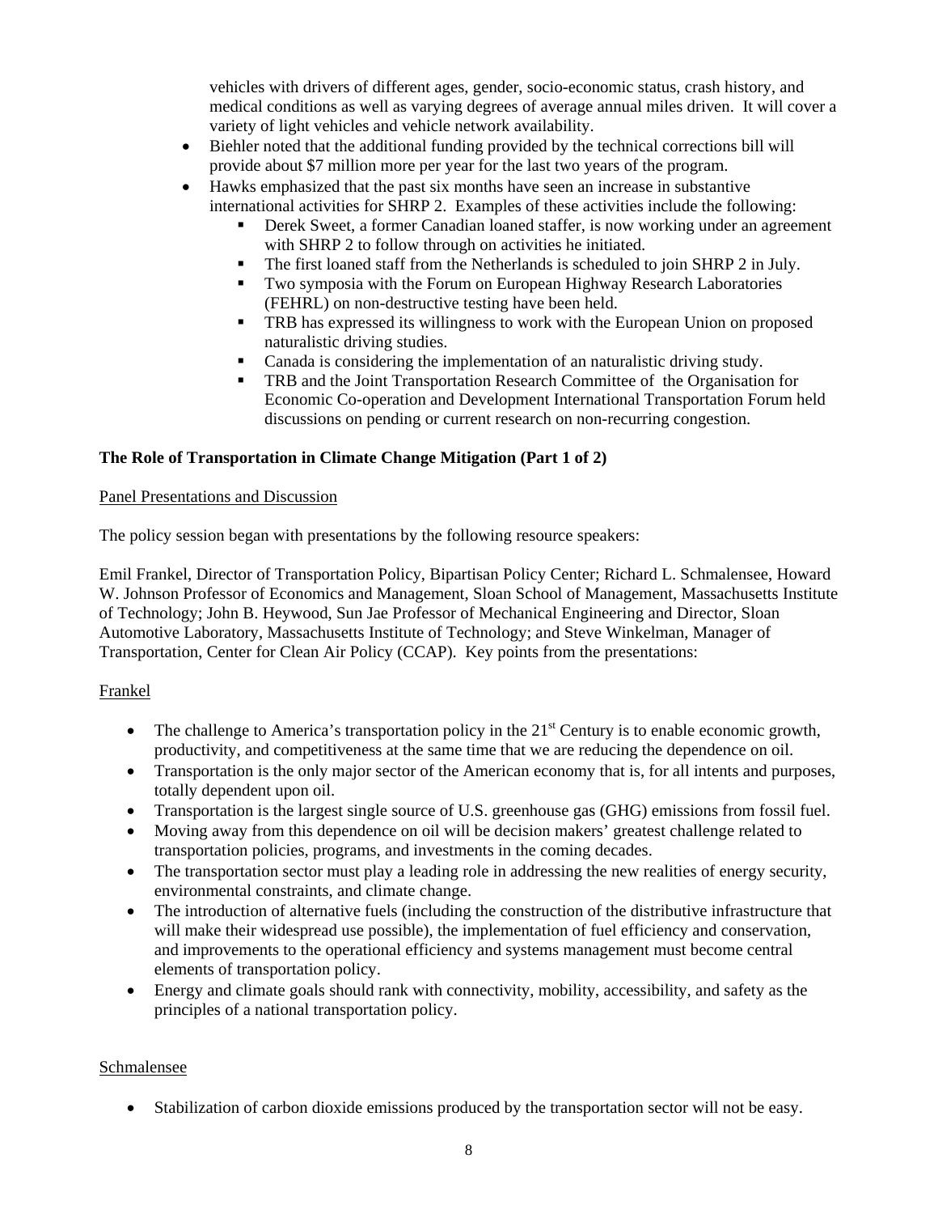vehicles with drivers of different ages, gender, socio-economic status, crash history, and medical conditions as well as varying degrees of average annual miles driven. It will cover a variety of light vehicles and vehicle network availability.

- Biehler noted that the additional funding provided by the technical corrections bill will provide about $7 million more per year for the last two years of the program.
- Hawks emphasized that the past six months have seen an increase in substantive international activities for SHRP 2. Examples of these activities include the following:
  - Derek Sweet, a former Canadian loaned staffer, is now working under an agreement with SHRP 2 to follow through on activities he initiated.
  - The first loaned staff from the Netherlands is scheduled to join SHRP 2 in July.
  - Two symposia with the Forum on European Highway Research Laboratories (FEHRL) on non-destructive testing have been held.
  - TRB has expressed its willingness to work with the European Union on proposed naturalistic driving studies.
  - Canada is considering the implementation of an naturalistic driving study.
  - TRB and the Joint Transportation Research Committee of the Organisation for Economic Co-operation and Development International Transportation Forum held discussions on pending or current research on non-recurring congestion.

**The Role of Transportation in Climate Change Mitigation (Part 1 of 2)**

Panel Presentations and Discussion

The policy session began with presentations by the following resource speakers:

Emil Frankel, Director of Transportation Policy, Bipartisan Policy Center; Richard L. Schmalensee, Howard W. Johnson Professor of Economics and Management, Sloan School of Management, Massachusetts Institute of Technology; John B. Heywood, Sun Jae Professor of Mechanical Engineering and Director, Sloan Automotive Laboratory, Massachusetts Institute of Technology; and Steve Winkelman, Manager of Transportation, Center for Clean Air Policy (CCAP). Key points from the presentations:

Frankel

- The challenge to America's transportation policy in the 21st Century is to enable economic growth, productivity, and competitiveness at the same time that we are reducing the dependence on oil.
- Transportation is the only major sector of the American economy that is, for all intents and purposes, totally dependent upon oil.
- Transportation is the largest single source of U.S. greenhouse gas (GHG) emissions from fossil fuel.
- Moving away from this dependence on oil will be decision makers' greatest challenge related to transportation policies, programs, and investments in the coming decades.
- The transportation sector must play a leading role in addressing the new realities of energy security, environmental constraints, and climate change.
- The introduction of alternative fuels (including the construction of the distributive infrastructure that will make their widespread use possible), the implementation of fuel efficiency and conservation, and improvements to the operational efficiency and systems management must become central elements of transportation policy.
- Energy and climate goals should rank with connectivity, mobility, accessibility, and safety as the principles of a national transportation policy.

Schmalensee

- Stabilization of carbon dioxide emissions produced by the transportation sector will not be easy.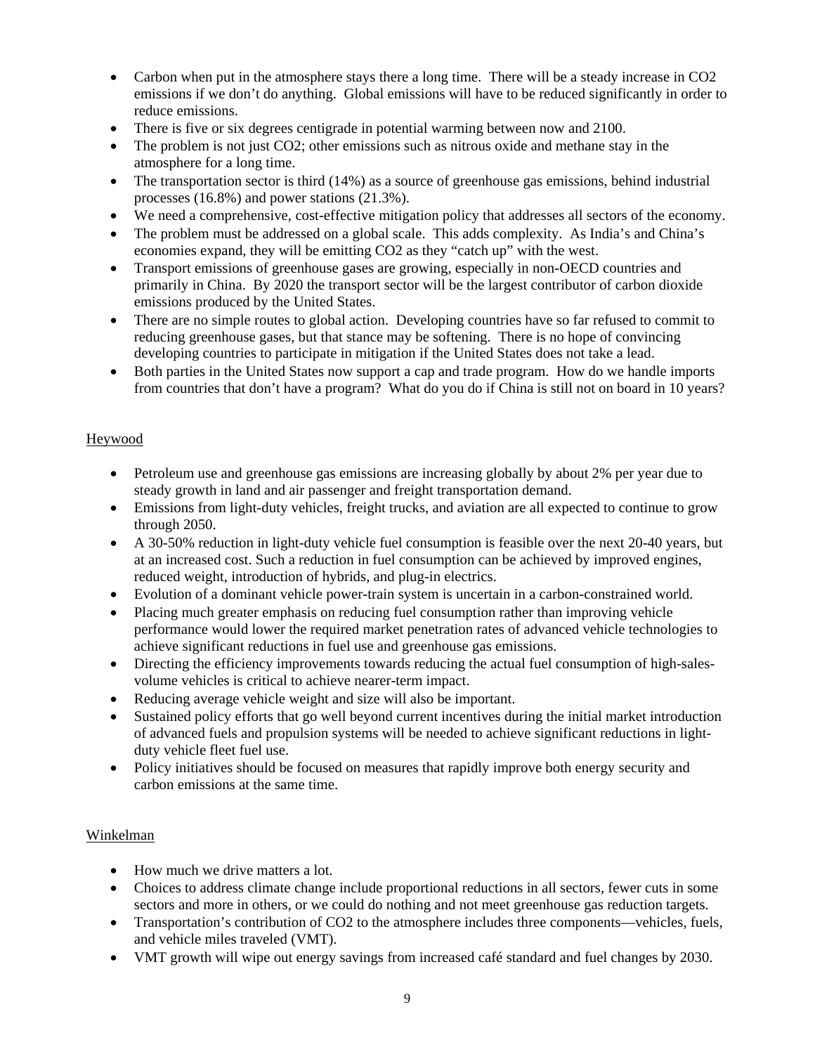- Carbon when put in the atmosphere stays there a long time. There will be a steady increase in $CO_2$ emissions if we don't do anything. Global emissions will have to be reduced significantly in order to reduce emissions.
- There is five or six degrees centigrade in potential warming between now and 2100.
- The problem is not just $CO_2$; other emissions such as nitrous oxide and methane stay in the atmosphere for a long time.
- The transportation sector is third (14%) as a source of greenhouse gas emissions, behind industrial processes (16.8%) and power stations (21.3%).
- We need a comprehensive, cost-effective mitigation policy that addresses all sectors of the economy.
- The problem must be addressed on a global scale. This adds complexity. As India's and China's economies expand, they will be emitting $CO_2$ as they "catch up" with the west.
- Transport emissions of greenhouse gases are growing, especially in non-OECD countries and primarily in China. By 2020 the transport sector will be the largest contributor of carbon dioxide emissions produced by the United States.
- There are no simple routes to global action. Developing countries have so far refused to commit to reducing greenhouse gases, but that stance may be softening. There is no hope of convincing developing countries to participate in mitigation if the United States does not take a lead.
- Both parties in the United States now support a cap and trade program. How do we handle imports from countries that don't have a program? What do you do if China is still not on board in 10 years?

Heywood

- Petroleum use and greenhouse gas emissions are increasing globally by about 2% per year due to steady growth in land and air passenger and freight transportation demand.
- Emissions from light-duty vehicles, freight trucks, and aviation are all expected to continue to grow through 2050.
- A 30-50% reduction in light-duty vehicle fuel consumption is feasible over the next 20-40 years, but at an increased cost. Such a reduction in fuel consumption can be achieved by improved engines, reduced weight, introduction of hybrids, and plug-in electrics.
- Evolution of a dominant vehicle power-train system is uncertain in a carbon-constrained world.
- Placing much greater emphasis on reducing fuel consumption rather than improving vehicle performance would lower the required market penetration rates of advanced vehicle technologies to achieve significant reductions in fuel use and greenhouse gas emissions.
- Directing the efficiency improvements towards reducing the actual fuel consumption of high-sales-volume vehicles is critical to achieve nearer-term impact.
- Reducing average vehicle weight and size will also be important.
- Sustained policy efforts that go well beyond current incentives during the initial market introduction of advanced fuels and propulsion systems will be needed to achieve significant reductions in light-duty vehicle fleet fuel use.
- Policy initiatives should be focused on measures that rapidly improve both energy security and carbon emissions at the same time.

Winkelman

- How much we drive matters a lot.
- Choices to address climate change include proportional reductions in all sectors, fewer cuts in some sectors and more in others, or we could do nothing and not meet greenhouse gas reduction targets.
- Transportation's contribution of $CO_2$ to the atmosphere includes three components—vehicles, fuels, and vehicle miles traveled (VMT).
- VMT growth will wipe out energy savings from increased café standard and fuel changes by 2030.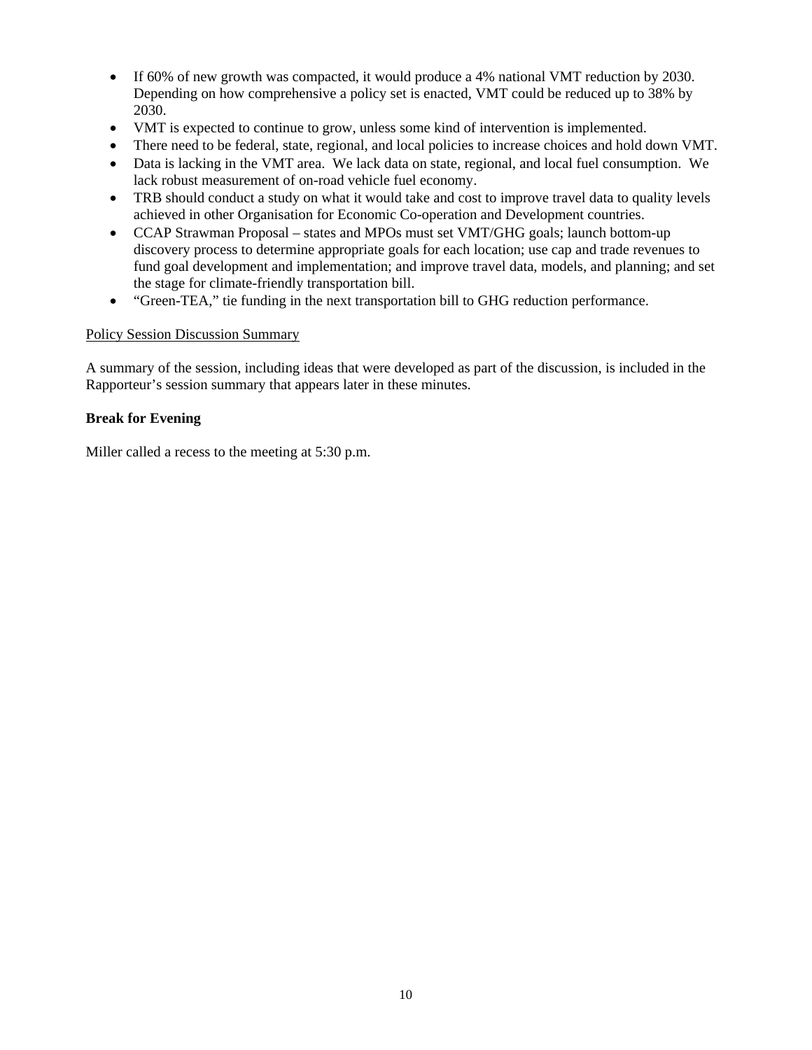- If 60% of new growth was compacted, it would produce a 4% national VMT reduction by 2030. Depending on how comprehensive a policy set is enacted, VMT could be reduced up to 38% by 2030.
- VMT is expected to continue to grow, unless some kind of intervention is implemented.
- There need to be federal, state, regional, and local policies to increase choices and hold down VMT.
- Data is lacking in the VMT area. We lack data on state, regional, and local fuel consumption. We lack robust measurement of on-road vehicle fuel economy.
- TRB should conduct a study on what it would take and cost to improve travel data to quality levels achieved in other Organisation for Economic Co-operation and Development countries.
- CCAP Strawman Proposal – states and MPOs must set VMT/GHG goals; launch bottom-up discovery process to determine appropriate goals for each location; use cap and trade revenues to fund goal development and implementation; and improve travel data, models, and planning; and set the stage for climate-friendly transportation bill.
- "Green-TEA," tie funding in the next transportation bill to GHG reduction performance.

<u>Policy Session Discussion Summary</u>

A summary of the session, including ideas that were developed as part of the discussion, is included in the Rapporteur's session summary that appears later in these minutes.

**Break for Evening**

Miller called a recess to the meeting at 5:30 p.m.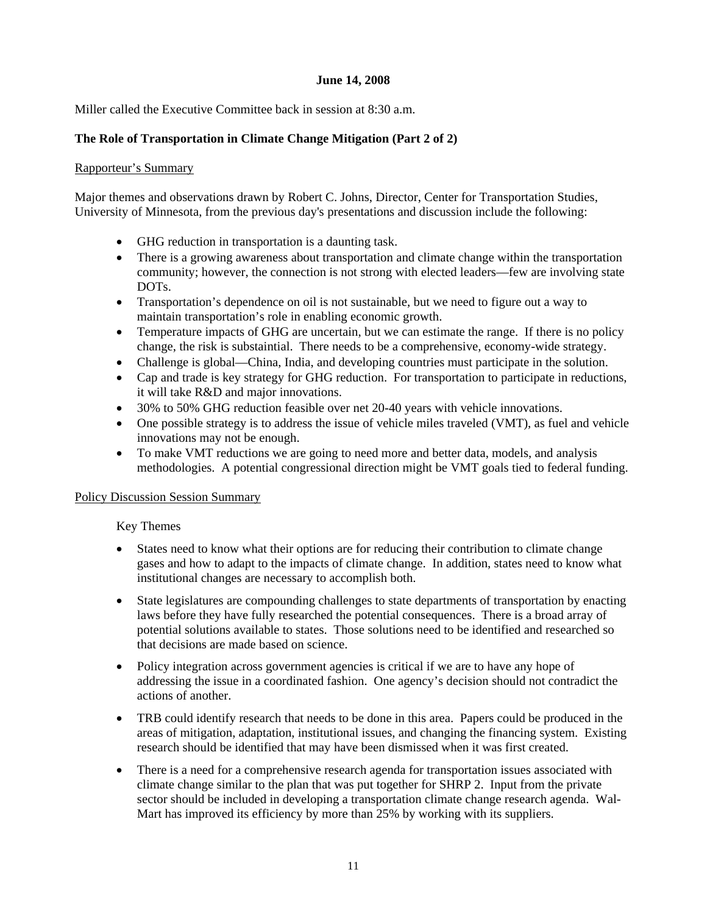**June 14, 2008**

Miller called the Executive Committee back in session at 8:30 a.m.

**The Role of Transportation in Climate Change Mitigation (Part 2 of 2)**

Rapporteur's Summary

Major themes and observations drawn by Robert C. Johns, Director, Center for Transportation Studies, University of Minnesota, from the previous day's presentations and discussion include the following:

- GHG reduction in transportation is a daunting task.
- There is a growing awareness about transportation and climate change within the transportation community; however, the connection is not strong with elected leaders—few are involving state DOTs.
- Transportation's dependence on oil is not sustainable, but we need to figure out a way to maintain transportation's role in enabling economic growth.
- Temperature impacts of GHG are uncertain, but we can estimate the range. If there is no policy change, the risk is substaintial. There needs to be a comprehensive, economy-wide strategy.
- Challenge is global—China, India, and developing countries must participate in the solution.
- Cap and trade is key strategy for GHG reduction. For transportation to participate in reductions, it will take R&D and major innovations.
- 30% to 50% GHG reduction feasible over net 20-40 years with vehicle innovations.
- One possible strategy is to address the issue of vehicle miles traveled (VMT), as fuel and vehicle innovations may not be enough.
- To make VMT reductions we are going to need more and better data, models, and analysis methodologies. A potential congressional direction might be VMT goals tied to federal funding.

Policy Discussion Session Summary

Key Themes

- States need to know what their options are for reducing their contribution to climate change gases and how to adapt to the impacts of climate change. In addition, states need to know what institutional changes are necessary to accomplish both.

- State legislatures are compounding challenges to state departments of transportation by enacting laws before they have fully researched the potential consequences. There is a broad array of potential solutions available to states. Those solutions need to be identified and researched so that decisions are made based on science.

- Policy integration across government agencies is critical if we are to have any hope of addressing the issue in a coordinated fashion. One agency's decision should not contradict the actions of another.

- TRB could identify research that needs to be done in this area. Papers could be produced in the areas of mitigation, adaptation, institutional issues, and changing the financing system. Existing research should be identified that may have been dismissed when it was first created.

- There is a need for a comprehensive research agenda for transportation issues associated with climate change similar to the plan that was put together for SHRP 2. Input from the private sector should be included in developing a transportation climate change research agenda. Wal-Mart has improved its efficiency by more than 25% by working with its suppliers.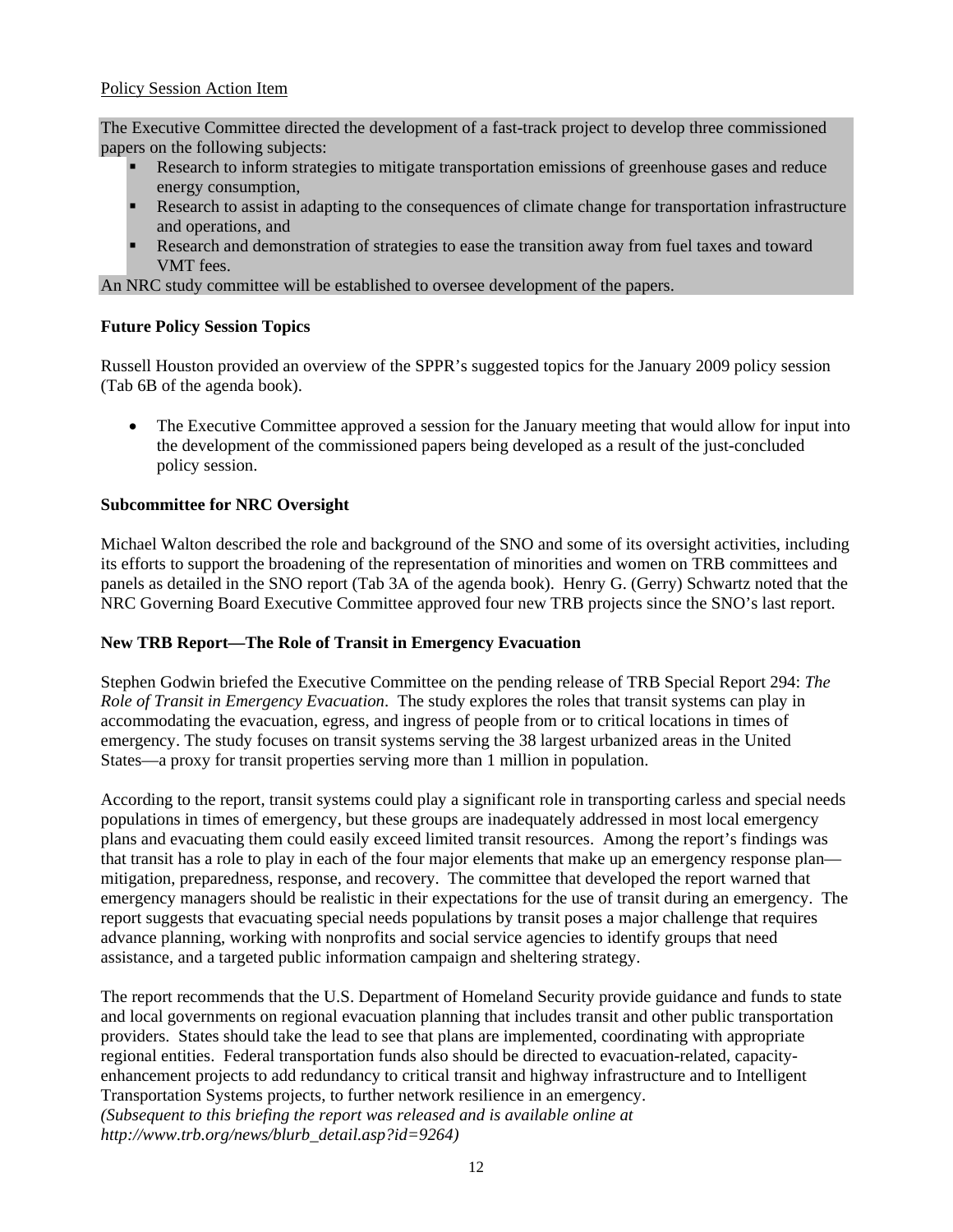Policy Session Action Item

The Executive Committee directed the development of a fast-track project to develop three commissioned papers on the following subjects:

- Research to inform strategies to mitigate transportation emissions of greenhouse gases and reduce energy consumption,
- Research to assist in adapting to the consequences of climate change for transportation infrastructure and operations, and
- Research and demonstration of strategies to ease the transition away from fuel taxes and toward VMT fees.

An NRC study committee will be established to oversee development of the papers.

**Future Policy Session Topics**

Russell Houston provided an overview of the SPPR's suggested topics for the January 2009 policy session (Tab 6B of the agenda book).

- The Executive Committee approved a session for the January meeting that would allow for input into the development of the commissioned papers being developed as a result of the just-concluded policy session.

**Subcommittee for NRC Oversight**

Michael Walton described the role and background of the SNO and some of its oversight activities, including its efforts to support the broadening of the representation of minorities and women on TRB committees and panels as detailed in the SNO report (Tab 3A of the agenda book). Henry G. (Gerry) Schwartz noted that the NRC Governing Board Executive Committee approved four new TRB projects since the SNO's last report.

**New TRB Report—The Role of Transit in Emergency Evacuation**

Stephen Godwin briefed the Executive Committee on the pending release of TRB Special Report 294: *The Role of Transit in Emergency Evacuation*. The study explores the roles that transit systems can play in accommodating the evacuation, egress, and ingress of people from or to critical locations in times of emergency. The study focuses on transit systems serving the 38 largest urbanized areas in the United States—a proxy for transit properties serving more than 1 million in population.

According to the report, transit systems could play a significant role in transporting carless and special needs populations in times of emergency, but these groups are inadequately addressed in most local emergency plans and evacuating them could easily exceed limited transit resources. Among the report's findings was that transit has a role to play in each of the four major elements that make up an emergency response plan—mitigation, preparedness, response, and recovery. The committee that developed the report warned that emergency managers should be realistic in their expectations for the use of transit during an emergency. The report suggests that evacuating special needs populations by transit poses a major challenge that requires advance planning, working with nonprofits and social service agencies to identify groups that need assistance, and a targeted public information campaign and sheltering strategy.

The report recommends that the U.S. Department of Homeland Security provide guidance and funds to state and local governments on regional evacuation planning that includes transit and other public transportation providers. States should take the lead to see that plans are implemented, coordinating with appropriate regional entities. Federal transportation funds also should be directed to evacuation-related, capacity-enhancement projects to add redundancy to critical transit and highway infrastructure and to Intelligent Transportation Systems projects, to further network resilience in an emergency.
*(Subsequent to this briefing the report was released and is available online at http://www.trb.org/news/blurb_detail.asp?id=9264)*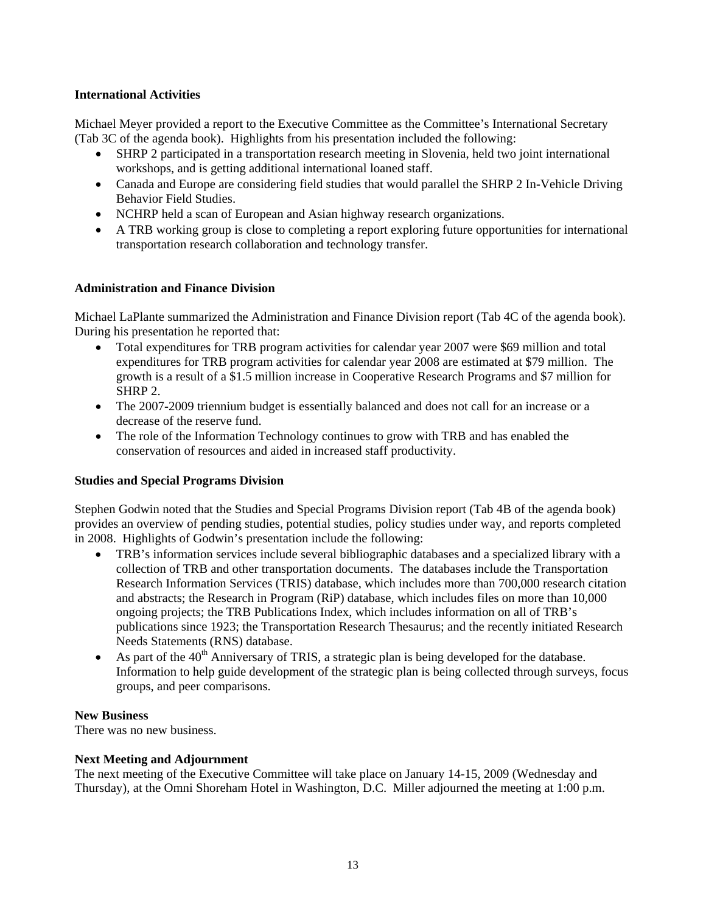**International Activities**

Michael Meyer provided a report to the Executive Committee as the Committee's International Secretary (Tab 3C of the agenda book). Highlights from his presentation included the following:

- SHRP 2 participated in a transportation research meeting in Slovenia, held two joint international workshops, and is getting additional international loaned staff.
- Canada and Europe are considering field studies that would parallel the SHRP 2 In-Vehicle Driving Behavior Field Studies.
- NCHRP held a scan of European and Asian highway research organizations.
- A TRB working group is close to completing a report exploring future opportunities for international transportation research collaboration and technology transfer.

**Administration and Finance Division**

Michael LaPlante summarized the Administration and Finance Division report (Tab 4C of the agenda book). During his presentation he reported that:

- Total expenditures for TRB program activities for calendar year 2007 were $69 million and total expenditures for TRB program activities for calendar year 2008 are estimated at $79 million. The growth is a result of a $1.5 million increase in Cooperative Research Programs and $7 million for SHRP 2.
- The 2007-2009 triennium budget is essentially balanced and does not call for an increase or a decrease of the reserve fund.
- The role of the Information Technology continues to grow with TRB and has enabled the conservation of resources and aided in increased staff productivity.

**Studies and Special Programs Division**

Stephen Godwin noted that the Studies and Special Programs Division report (Tab 4B of the agenda book) provides an overview of pending studies, potential studies, policy studies under way, and reports completed in 2008. Highlights of Godwin's presentation include the following:

- TRB's information services include several bibliographic databases and a specialized library with a collection of TRB and other transportation documents. The databases include the Transportation Research Information Services (TRIS) database, which includes more than 700,000 research citation and abstracts; the Research in Program (RiP) database, which includes files on more than 10,000 ongoing projects; the TRB Publications Index, which includes information on all of TRB's publications since 1923; the Transportation Research Thesaurus; and the recently initiated Research Needs Statements (RNS) database.
- As part of the 40th Anniversary of TRIS, a strategic plan is being developed for the database. Information to help guide development of the strategic plan is being collected through surveys, focus groups, and peer comparisons.

**New Business**

There was no new business.

**Next Meeting and Adjournment**

The next meeting of the Executive Committee will take place on January 14-15, 2009 (Wednesday and Thursday), at the Omni Shoreham Hotel in Washington, D.C. Miller adjourned the meeting at 1:00 p.m.